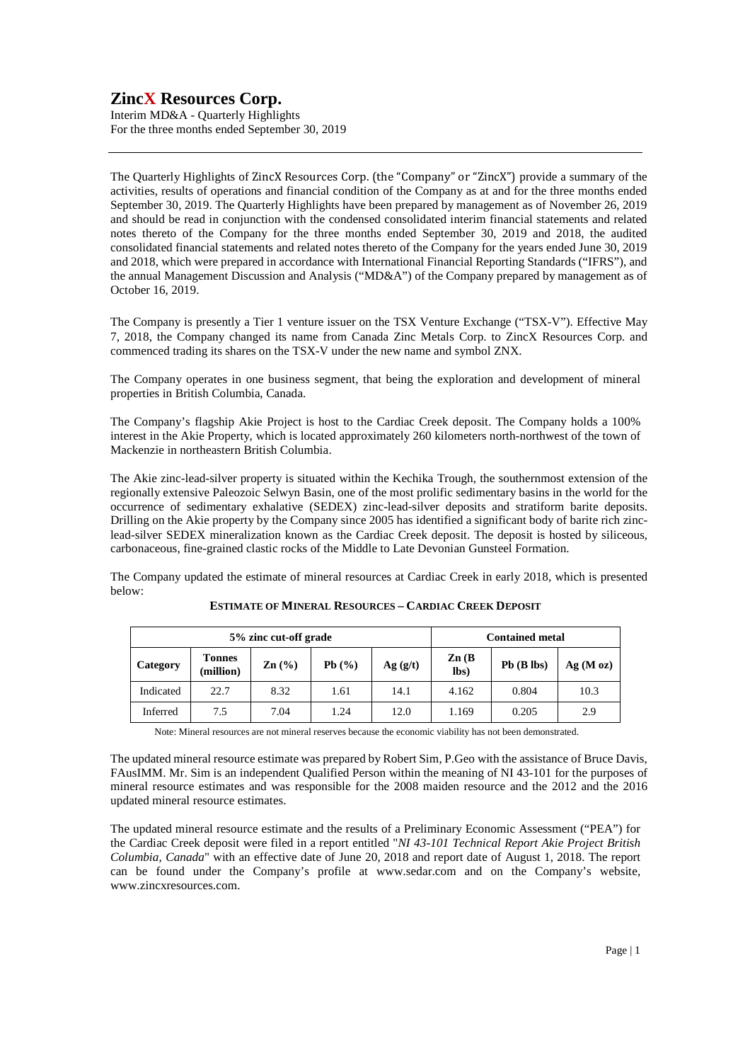# ZincX Resources Corp.

Interim MD&A - Quarterly Highlights
For the three months ended September 30, 2019

The Quarterly Highlights of ZincX Resources Corp. (the "Company" or "ZincX") provide a summary of the activities, results of operations and financial condition of the Company as at and for the three months ended September 30, 2019. The Quarterly Highlights have been prepared by management as of November 26, 2019 and should be read in conjunction with the condensed consolidated interim financial statements and related notes thereto of the Company for the three months ended September 30, 2019 and 2018, the audited consolidated financial statements and related notes thereto of the Company for the years ended June 30, 2019 and 2018, which were prepared in accordance with International Financial Reporting Standards ("IFRS"), and the annual Management Discussion and Analysis ("MD&A") of the Company prepared by management as of October 16, 2019.

The Company is presently a Tier 1 venture issuer on the TSX Venture Exchange ("TSX-V"). Effective May 7, 2018, the Company changed its name from Canada Zinc Metals Corp. to ZincX Resources Corp. and commenced trading its shares on the TSX-V under the new name and symbol ZNX.

The Company operates in one business segment, that being the exploration and development of mineral properties in British Columbia, Canada.

The Company's flagship Akie Project is host to the Cardiac Creek deposit. The Company holds a 100% interest in the Akie Property, which is located approximately 260 kilometers north-northwest of the town of Mackenzie in northeastern British Columbia.

The Akie zinc-lead-silver property is situated within the Kechika Trough, the southernmost extension of the regionally extensive Paleozoic Selwyn Basin, one of the most prolific sedimentary basins in the world for the occurrence of sedimentary exhalative (SEDEX) zinc-lead-silver deposits and stratiform barite deposits. Drilling on the Akie property by the Company since 2005 has identified a significant body of barite rich zinc-lead-silver SEDEX mineralization known as the Cardiac Creek deposit. The deposit is hosted by siliceous, carbonaceous, fine-grained clastic rocks of the Middle to Late Devonian Gunsteel Formation.

The Company updated the estimate of mineral resources at Cardiac Creek in early 2018, which is presented below:

**ESTIMATE OF MINERAL RESOURCES – CARDIAC CREEK DEPOSIT**

| 5% zinc cut-off grade | | | | | Contained metal | | |
|---|---|---|---|---|---|---|---|
| **Category** | **Tonnes (million)** | **Zn (%)** | **Pb (%)** | **Ag (g/t)** | **Zn (B lbs)** | **Pb (B lbs)** | **Ag (M oz)** |
| Indicated | 22.7 | 8.32 | 1.61 | 14.1 | 4.162 | 0.804 | 10.3 |
| Inferred | 7.5 | 7.04 | 1.24 | 12.0 | 1.169 | 0.205 | 2.9 |

Note: Mineral resources are not mineral reserves because the economic viability has not been demonstrated.

The updated mineral resource estimate was prepared by Robert Sim, P.Geo with the assistance of Bruce Davis, FAusIMM. Mr. Sim is an independent Qualified Person within the meaning of NI 43-101 for the purposes of mineral resource estimates and was responsible for the 2008 maiden resource and the 2012 and the 2016 updated mineral resource estimates.

The updated mineral resource estimate and the results of a Preliminary Economic Assessment ("PEA") for the Cardiac Creek deposit were filed in a report entitled "*NI 43-101 Technical Report Akie Project British Columbia, Canada*" with an effective date of June 20, 2018 and report date of August 1, 2018. The report can be found under the Company's profile at www.sedar.com and on the Company's website, www.zincxresources.com.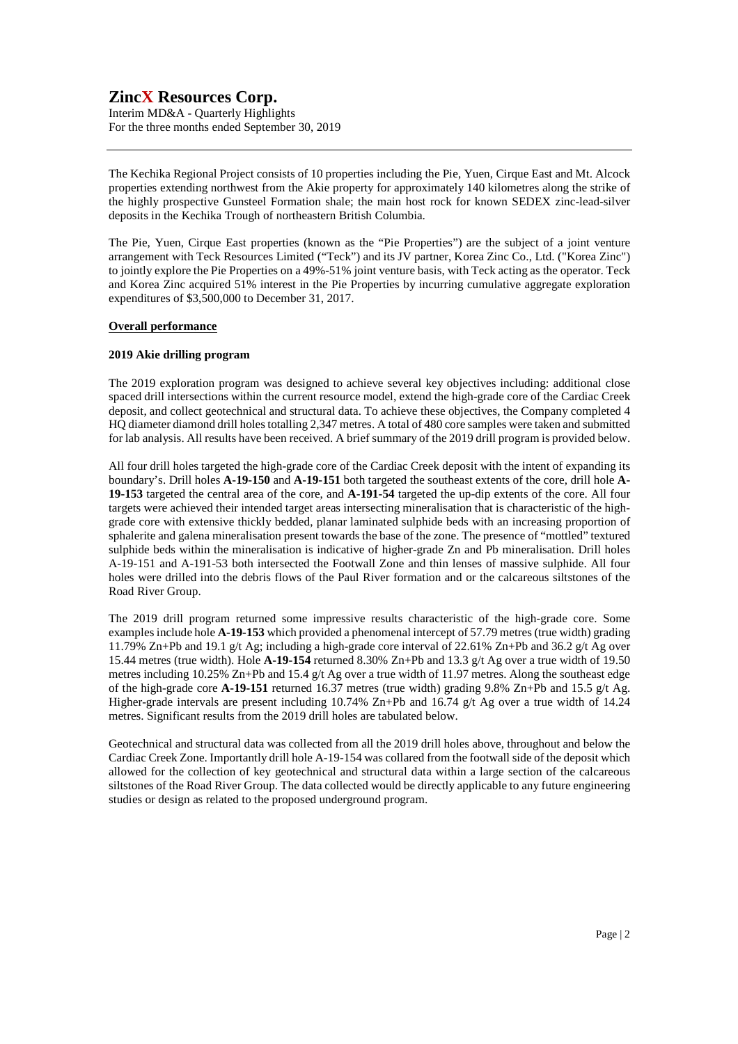The Kechika Regional Project consists of 10 properties including the Pie, Yuen, Cirque East and Mt. Alcock properties extending northwest from the Akie property for approximately 140 kilometres along the strike of the highly prospective Gunsteel Formation shale; the main host rock for known SEDEX zinc-lead-silver deposits in the Kechika Trough of northeastern British Columbia.

The Pie, Yuen, Cirque East properties (known as the "Pie Properties") are the subject of a joint venture arrangement with Teck Resources Limited ("Teck") and its JV partner, Korea Zinc Co., Ltd. ("Korea Zinc") to jointly explore the Pie Properties on a 49%-51% joint venture basis, with Teck acting as the operator. Teck and Korea Zinc acquired 51% interest in the Pie Properties by incurring cumulative aggregate exploration expenditures of $3,500,000 to December 31, 2017.

## Overall performance

### 2019 Akie drilling program

The 2019 exploration program was designed to achieve several key objectives including: additional close spaced drill intersections within the current resource model, extend the high-grade core of the Cardiac Creek deposit, and collect geotechnical and structural data. To achieve these objectives, the Company completed 4 HQ diameter diamond drill holes totalling 2,347 metres. A total of 480 core samples were taken and submitted for lab analysis. All results have been received. A brief summary of the 2019 drill program is provided below.

All four drill holes targeted the high-grade core of the Cardiac Creek deposit with the intent of expanding its boundary's. Drill holes **A-19-150** and **A-19-151** both targeted the southeast extents of the core, drill hole **A-19-153** targeted the central area of the core, and **A-191-54** targeted the up-dip extents of the core. All four targets were achieved their intended target areas intersecting mineralisation that is characteristic of the high-grade core with extensive thickly bedded, planar laminated sulphide beds with an increasing proportion of sphalerite and galena mineralisation present towards the base of the zone. The presence of "mottled" textured sulphide beds within the mineralisation is indicative of higher-grade Zn and Pb mineralisation. Drill holes A-19-151 and A-191-53 both intersected the Footwall Zone and thin lenses of massive sulphide. All four holes were drilled into the debris flows of the Paul River formation and or the calcareous siltstones of the Road River Group.

The 2019 drill program returned some impressive results characteristic of the high-grade core. Some examples include hole **A-19-153** which provided a phenomenal intercept of 57.79 metres (true width) grading 11.79% Zn+Pb and 19.1 g/t Ag; including a high-grade core interval of 22.61% Zn+Pb and 36.2 g/t Ag over 15.44 metres (true width). Hole **A-19-154** returned 8.30% Zn+Pb and 13.3 g/t Ag over a true width of 19.50 metres including 10.25% Zn+Pb and 15.4 g/t Ag over a true width of 11.97 metres. Along the southeast edge of the high-grade core **A-19-151** returned 16.37 metres (true width) grading 9.8% Zn+Pb and 15.5 g/t Ag. Higher-grade intervals are present including 10.74% Zn+Pb and 16.74 g/t Ag over a true width of 14.24 metres. Significant results from the 2019 drill holes are tabulated below.

Geotechnical and structural data was collected from all the 2019 drill holes above, throughout and below the Cardiac Creek Zone. Importantly drill hole A-19-154 was collared from the footwall side of the deposit which allowed for the collection of key geotechnical and structural data within a large section of the calcareous siltstones of the Road River Group. The data collected would be directly applicable to any future engineering studies or design as related to the proposed underground program.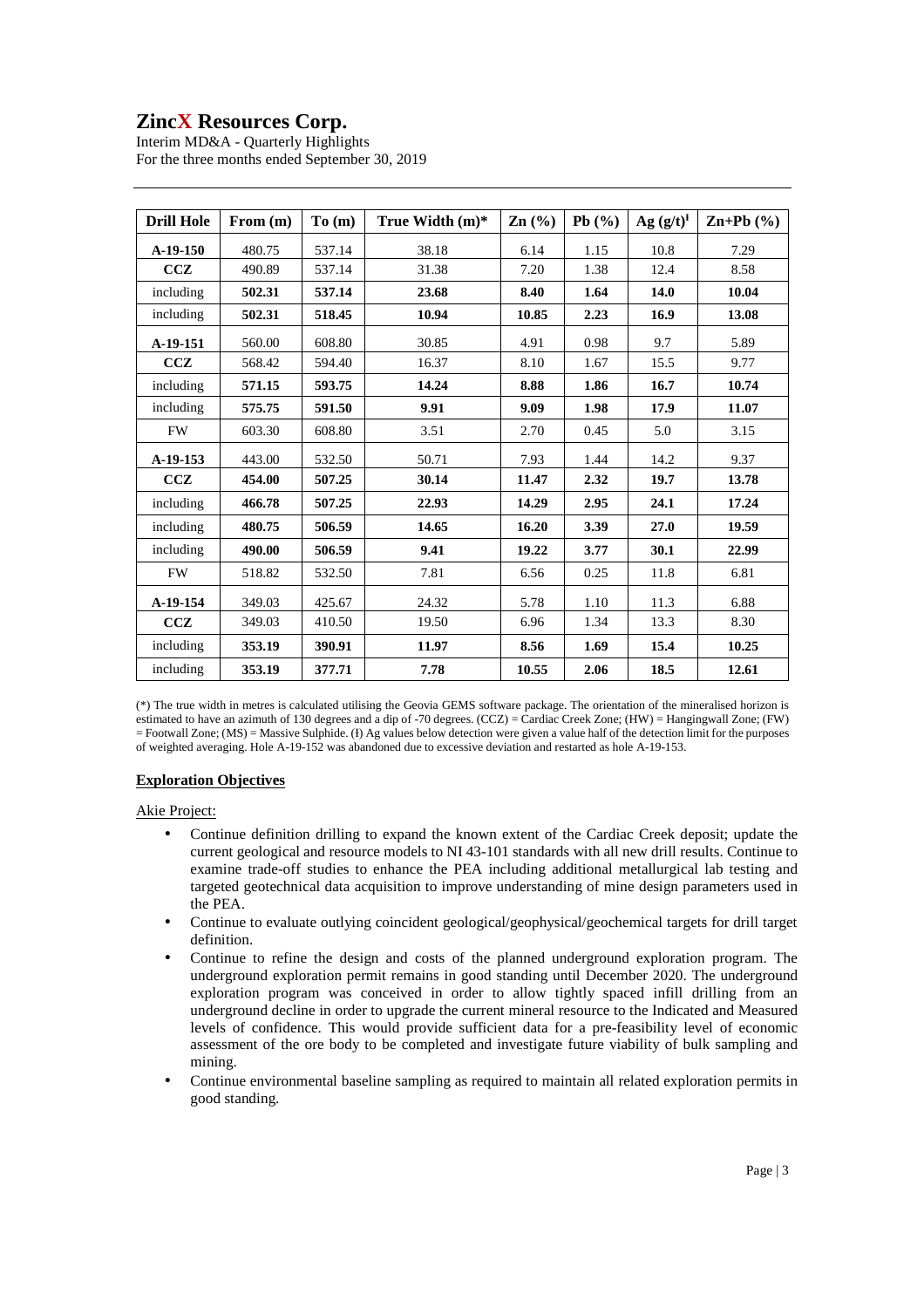| Drill Hole | From (m) | To (m) | True Width (m)* | Zn (%) | Pb (%) | Ag (g/t)[ł] | Zn+Pb (%) |
|---|---|---|---|---|---|---|---|
| **A-19-150** | 480.75 | 537.14 | 38.18 | 6.14 | 1.15 | 10.8 | 7.29 |
| **CCZ** | 490.89 | 537.14 | 31.38 | 7.20 | 1.38 | 12.4 | 8.58 |
| including | **502.31** | **537.14** | **23.68** | **8.40** | **1.64** | **14.0** | **10.04** |
| including | **502.31** | **518.45** | **10.94** | **10.85** | **2.23** | **16.9** | **13.08** |
| **A-19-151** | 560.00 | 608.80 | 30.85 | 4.91 | 0.98 | 9.7 | 5.89 |
| **CCZ** | 568.42 | 594.40 | 16.37 | 8.10 | 1.67 | 15.5 | 9.77 |
| including | **571.15** | **593.75** | **14.24** | **8.88** | **1.86** | **16.7** | **10.74** |
| including | **575.75** | **591.50** | **9.91** | **9.09** | **1.98** | **17.9** | **11.07** |
| FW | 603.30 | 608.80 | 3.51 | 2.70 | 0.45 | 5.0 | 3.15 |
| **A-19-153** | 443.00 | 532.50 | 50.71 | 7.93 | 1.44 | 14.2 | 9.37 |
| **CCZ** | **454.00** | **507.25** | **30.14** | **11.47** | **2.32** | **19.7** | **13.78** |
| including | **466.78** | **507.25** | **22.93** | **14.29** | **2.95** | **24.1** | **17.24** |
| including | **480.75** | **506.59** | **14.65** | **16.20** | **3.39** | **27.0** | **19.59** |
| including | **490.00** | **506.59** | **9.41** | **19.22** | **3.77** | **30.1** | **22.99** |
| FW | 518.82 | 532.50 | 7.81 | 6.56 | 0.25 | 11.8 | 6.81 |
| **A-19-154** | 349.03 | 425.67 | 24.32 | 5.78 | 1.10 | 11.3 | 6.88 |
| **CCZ** | 349.03 | 410.50 | 19.50 | 6.96 | 1.34 | 13.3 | 8.30 |
| including | **353.19** | **390.91** | **11.97** | **8.56** | **1.69** | **15.4** | **10.25** |
| including | **353.19** | **377.71** | **7.78** | **10.55** | **2.06** | **18.5** | **12.61** |

(*) The true width in metres is calculated utilising the Geovia GEMS software package. The orientation of the mineralised horizon is estimated to have an azimuth of 130 degrees and a dip of -70 degrees. (CCZ) = Cardiac Creek Zone; (HW) = Hangingwall Zone; (FW) = Footwall Zone; (MS) = Massive Sulphide. (ł) Ag values below detection were given a value half of the detection limit for the purposes of weighted averaging. Hole A-19-152 was abandoned due to excessive deviation and restarted as hole A-19-153.

## Exploration Objectives

Akie Project:

- Continue definition drilling to expand the known extent of the Cardiac Creek deposit; update the current geological and resource models to NI 43-101 standards with all new drill results. Continue to examine trade-off studies to enhance the PEA including additional metallurgical lab testing and targeted geotechnical data acquisition to improve understanding of mine design parameters used in the PEA.
- Continue to evaluate outlying coincident geological/geophysical/geochemical targets for drill target definition.
- Continue to refine the design and costs of the planned underground exploration program. The underground exploration permit remains in good standing until December 2020. The underground exploration program was conceived in order to allow tightly spaced infill drilling from an underground decline in order to upgrade the current mineral resource to the Indicated and Measured levels of confidence. This would provide sufficient data for a pre-feasibility level of economic assessment of the ore body to be completed and investigate future viability of bulk sampling and mining.
- Continue environmental baseline sampling as required to maintain all related exploration permits in good standing.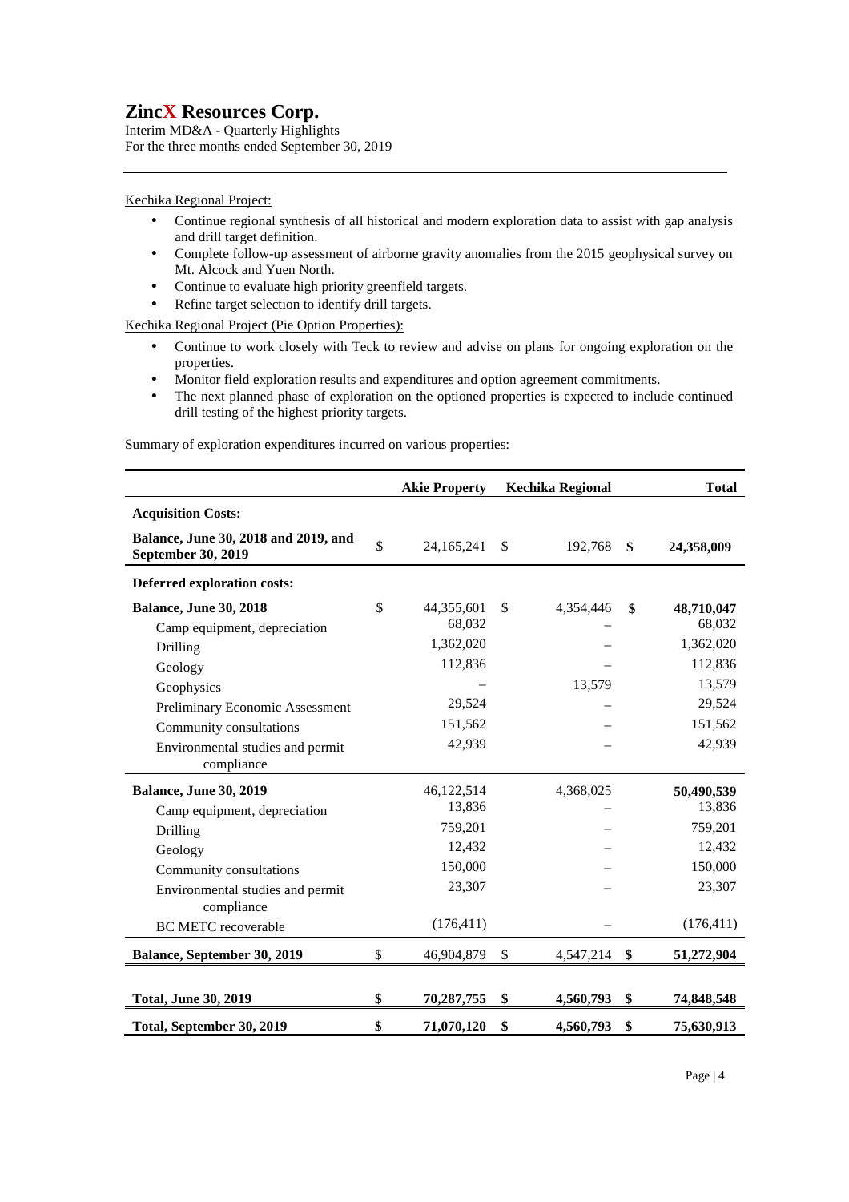Kechika Regional Project:

- Continue regional synthesis of all historical and modern exploration data to assist with gap analysis and drill target definition.
- Complete follow-up assessment of airborne gravity anomalies from the 2015 geophysical survey on Mt. Alcock and Yuen North.
- Continue to evaluate high priority greenfield targets.
- Refine target selection to identify drill targets.

Kechika Regional Project (Pie Option Properties):

- Continue to work closely with Teck to review and advise on plans for ongoing exploration on the properties.
- Monitor field exploration results and expenditures and option agreement commitments.
- The next planned phase of exploration on the optioned properties is expected to include continued drill testing of the highest priority targets.

Summary of exploration expenditures incurred on various properties:

| | Akie Property | Kechika Regional | Total |
|---|---|---|---|
| **Acquisition Costs:** | | | |
| **Balance, June 30, 2018 and 2019, and September 30, 2019** | $ 24,165,241 | $ 192,768 | **$ 24,358,009** |
| **Deferred exploration costs:** | | | |
| **Balance, June 30, 2018** | $ 44,355,601 | $ 4,354,446 | **$ 48,710,047** |
| Camp equipment, depreciation | 68,032 | – | 68,032 |
| Drilling | 1,362,020 | – | 1,362,020 |
| Geology | 112,836 | – | 112,836 |
| Geophysics | – | 13,579 | 13,579 |
| Preliminary Economic Assessment | 29,524 | – | 29,524 |
| Community consultations | 151,562 | – | 151,562 |
| Environmental studies and permit compliance | 42,939 | – | 42,939 |
| **Balance, June 30, 2019** | 46,122,514 | 4,368,025 | **50,490,539** |
| Camp equipment, depreciation | 13,836 | – | 13,836 |
| Drilling | 759,201 | – | 759,201 |
| Geology | 12,432 | – | 12,432 |
| Community consultations | 150,000 | – | 150,000 |
| Environmental studies and permit compliance | 23,307 | – | 23,307 |
| BC METC recoverable | (176,411) | – | (176,411) |
| **Balance, September 30, 2019** | $ 46,904,879 | $ 4,547,214 | **$ 51,272,904** |
| **Total, June 30, 2019** | **$ 70,287,755** | **$ 4,560,793** | **$ 74,848,548** |
| **Total, September 30, 2019** | **$ 71,070,120** | **$ 4,560,793** | **$ 75,630,913** |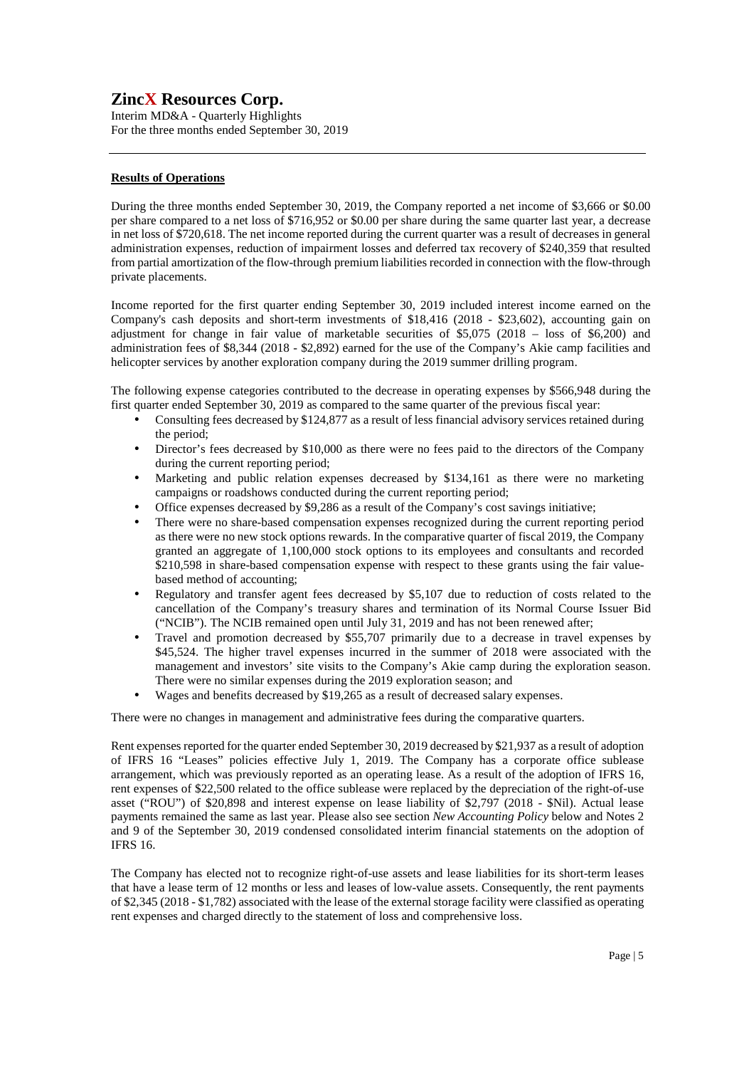## Results of Operations

During the three months ended September 30, 2019, the Company reported a net income of $3,666 or $0.00 per share compared to a net loss of $716,952 or $0.00 per share during the same quarter last year, a decrease in net loss of $720,618. The net income reported during the current quarter was a result of decreases in general administration expenses, reduction of impairment losses and deferred tax recovery of $240,359 that resulted from partial amortization of the flow-through premium liabilities recorded in connection with the flow-through private placements.

Income reported for the first quarter ending September 30, 2019 included interest income earned on the Company's cash deposits and short-term investments of $18,416 (2018 - $23,602), accounting gain on adjustment for change in fair value of marketable securities of $5,075 (2018 – loss of $6,200) and administration fees of $8,344 (2018 - $2,892) earned for the use of the Company's Akie camp facilities and helicopter services by another exploration company during the 2019 summer drilling program.

The following expense categories contributed to the decrease in operating expenses by $566,948 during the first quarter ended September 30, 2019 as compared to the same quarter of the previous fiscal year:

- Consulting fees decreased by $124,877 as a result of less financial advisory services retained during the period;
- Director's fees decreased by $10,000 as there were no fees paid to the directors of the Company during the current reporting period;
- Marketing and public relation expenses decreased by $134,161 as there were no marketing campaigns or roadshows conducted during the current reporting period;
- Office expenses decreased by $9,286 as a result of the Company's cost savings initiative;
- There were no share-based compensation expenses recognized during the current reporting period as there were no new stock options rewards. In the comparative quarter of fiscal 2019, the Company granted an aggregate of 1,100,000 stock options to its employees and consultants and recorded $210,598 in share-based compensation expense with respect to these grants using the fair value-based method of accounting;
- Regulatory and transfer agent fees decreased by $5,107 due to reduction of costs related to the cancellation of the Company's treasury shares and termination of its Normal Course Issuer Bid ("NCIB"). The NCIB remained open until July 31, 2019 and has not been renewed after;
- Travel and promotion decreased by $55,707 primarily due to a decrease in travel expenses by $45,524. The higher travel expenses incurred in the summer of 2018 were associated with the management and investors' site visits to the Company's Akie camp during the exploration season. There were no similar expenses during the 2019 exploration season; and
- Wages and benefits decreased by $19,265 as a result of decreased salary expenses.

There were no changes in management and administrative fees during the comparative quarters.

Rent expenses reported for the quarter ended September 30, 2019 decreased by $21,937 as a result of adoption of IFRS 16 "Leases" policies effective July 1, 2019. The Company has a corporate office sublease arrangement, which was previously reported as an operating lease. As a result of the adoption of IFRS 16, rent expenses of $22,500 related to the office sublease were replaced by the depreciation of the right-of-use asset ("ROU") of $20,898 and interest expense on lease liability of $2,797 (2018 - $Nil). Actual lease payments remained the same as last year. Please also see section *New Accounting Policy* below and Notes 2 and 9 of the September 30, 2019 condensed consolidated interim financial statements on the adoption of IFRS 16.

The Company has elected not to recognize right-of-use assets and lease liabilities for its short-term leases that have a lease term of 12 months or less and leases of low-value assets. Consequently, the rent payments of $2,345 (2018 - $1,782) associated with the lease of the external storage facility were classified as operating rent expenses and charged directly to the statement of loss and comprehensive loss.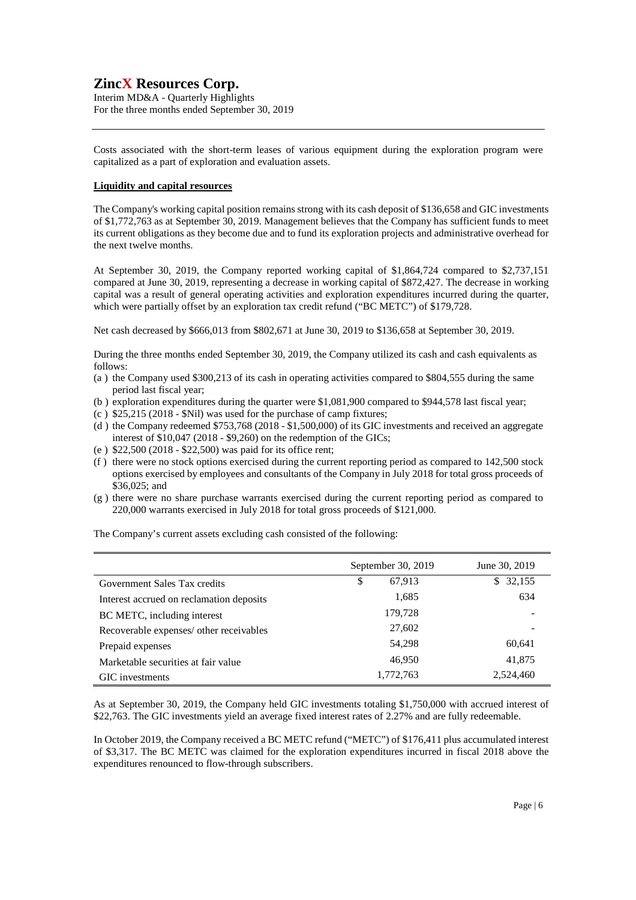Costs associated with the short-term leases of various equipment during the exploration program were capitalized as a part of exploration and evaluation assets.

**Liquidity and capital resources**

The Company's working capital position remains strong with its cash deposit of $136,658 and GIC investments of $1,772,763 as at September 30, 2019. Management believes that the Company has sufficient funds to meet its current obligations as they become due and to fund its exploration projects and administrative overhead for the next twelve months.

At September 30, 2019, the Company reported working capital of $1,864,724 compared to $2,737,151 compared at June 30, 2019, representing a decrease in working capital of $872,427. The decrease in working capital was a result of general operating activities and exploration expenditures incurred during the quarter, which were partially offset by an exploration tax credit refund ("BC METC") of $179,728.

Net cash decreased by $666,013 from $802,671 at June 30, 2019 to $136,658 at September 30, 2019.

During the three months ended September 30, 2019, the Company utilized its cash and cash equivalents as follows:

(a ) the Company used $300,213 of its cash in operating activities compared to $804,555 during the same period last fiscal year;
(b ) exploration expenditures during the quarter were $1,081,900 compared to $944,578 last fiscal year;
(c ) $25,215 (2018 - $Nil) was used for the purchase of camp fixtures;
(d ) the Company redeemed $753,768 (2018 - $1,500,000) of its GIC investments and received an aggregate interest of $10,047 (2018 - $9,260) on the redemption of the GICs;
(e ) $22,500 (2018 - $22,500) was paid for its office rent;
(f ) there were no stock options exercised during the current reporting period as compared to 142,500 stock options exercised by employees and consultants of the Company in July 2018 for total gross proceeds of $36,025; and
(g ) there were no share purchase warrants exercised during the current reporting period as compared to 220,000 warrants exercised in July 2018 for total gross proceeds of $121,000.

The Company's current assets excluding cash consisted of the following:

| | September 30, 2019 | June 30, 2019 |
|---|---|---|
| Government Sales Tax credits | $ 67,913 | $ 32,155 |
| Interest accrued on reclamation deposits | 1,685 | 634 |
| BC METC, including interest | 179,728 | - |
| Recoverable expenses/ other receivables | 27,602 | - |
| Prepaid expenses | 54,298 | 60,641 |
| Marketable securities at fair value | 46,950 | 41,875 |
| GIC investments | 1,772,763 | 2,524,460 |

As at September 30, 2019, the Company held GIC investments totaling $1,750,000 with accrued interest of $22,763. The GIC investments yield an average fixed interest rates of 2.27% and are fully redeemable.

In October 2019, the Company received a BC METC refund ("METC") of $176,411 plus accumulated interest of $3,317. The BC METC was claimed for the exploration expenditures incurred in fiscal 2018 above the expenditures renounced to flow-through subscribers.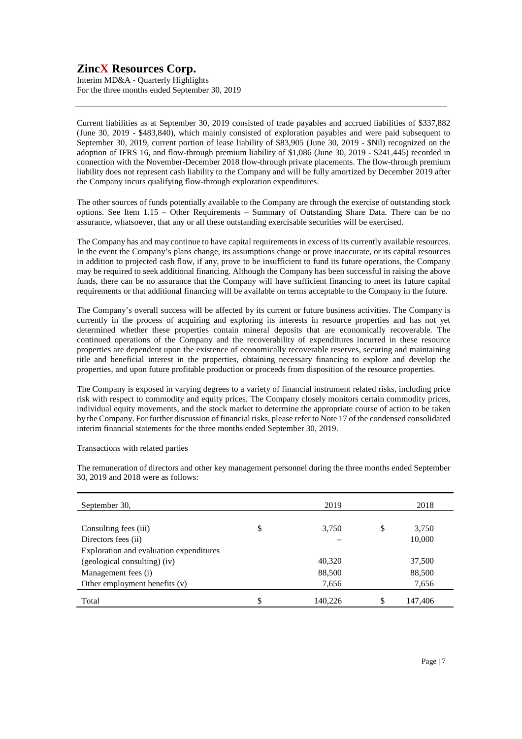Current liabilities as at September 30, 2019 consisted of trade payables and accrued liabilities of $337,882 (June 30, 2019 - $483,840), which mainly consisted of exploration payables and were paid subsequent to September 30, 2019, current portion of lease liability of $83,905 (June 30, 2019 - $Nil) recognized on the adoption of IFRS 16, and flow-through premium liability of $1,086 (June 30, 2019 - $241,445) recorded in connection with the November-December 2018 flow-through private placements. The flow-through premium liability does not represent cash liability to the Company and will be fully amortized by December 2019 after the Company incurs qualifying flow-through exploration expenditures.

The other sources of funds potentially available to the Company are through the exercise of outstanding stock options. See Item 1.15 – Other Requirements – Summary of Outstanding Share Data. There can be no assurance, whatsoever, that any or all these outstanding exercisable securities will be exercised.

The Company has and may continue to have capital requirements in excess of its currently available resources. In the event the Company's plans change, its assumptions change or prove inaccurate, or its capital resources in addition to projected cash flow, if any, prove to be insufficient to fund its future operations, the Company may be required to seek additional financing. Although the Company has been successful in raising the above funds, there can be no assurance that the Company will have sufficient financing to meet its future capital requirements or that additional financing will be available on terms acceptable to the Company in the future.

The Company's overall success will be affected by its current or future business activities. The Company is currently in the process of acquiring and exploring its interests in resource properties and has not yet determined whether these properties contain mineral deposits that are economically recoverable. The continued operations of the Company and the recoverability of expenditures incurred in these resource properties are dependent upon the existence of economically recoverable reserves, securing and maintaining title and beneficial interest in the properties, obtaining necessary financing to explore and develop the properties, and upon future profitable production or proceeds from disposition of the resource properties.

The Company is exposed in varying degrees to a variety of financial instrument related risks, including price risk with respect to commodity and equity prices. The Company closely monitors certain commodity prices, individual equity movements, and the stock market to determine the appropriate course of action to be taken by the Company. For further discussion of financial risks, please refer to Note 17 of the condensed consolidated interim financial statements for the three months ended September 30, 2019.

Transactions with related parties

The remuneration of directors and other key management personnel during the three months ended September 30, 2019 and 2018 were as follows:

| September 30, | 2019 | 2018 |
|---|---|---|
| Consulting fees (iii) | $ 3,750 | $ 3,750 |
| Directors fees (ii) | – | 10,000 |
| Exploration and evaluation expenditures (geological consulting) (iv) | 40,320 | 37,500 |
| Management fees (i) | 88,500 | 88,500 |
| Other employment benefits (v) | 7,656 | 7,656 |
| Total | $ 140,226 | $ 147,406 |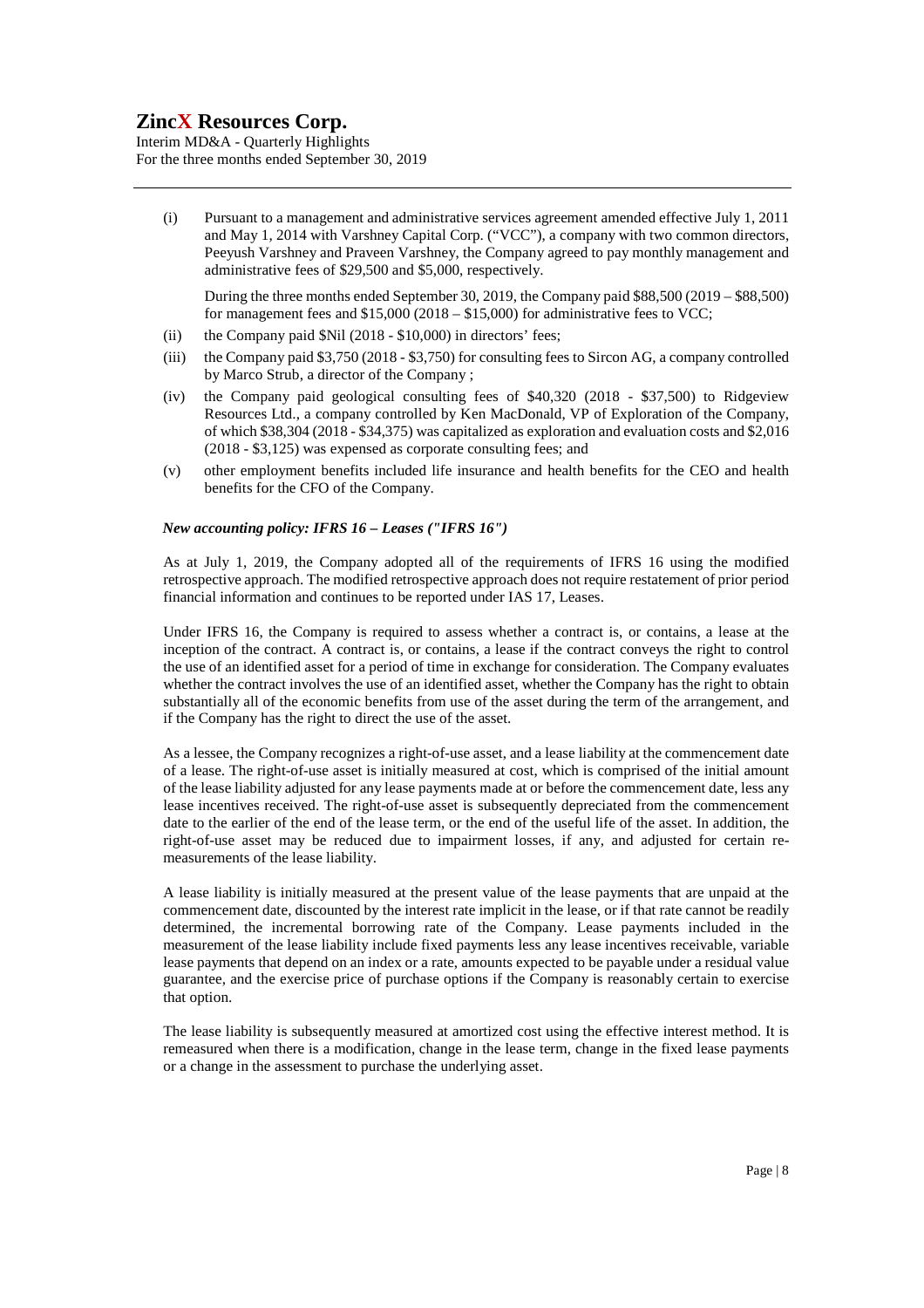(i) Pursuant to a management and administrative services agreement amended effective July 1, 2011 and May 1, 2014 with Varshney Capital Corp. ("VCC"), a company with two common directors, Peeyush Varshney and Praveen Varshney, the Company agreed to pay monthly management and administrative fees of $29,500 and $5,000, respectively.

    During the three months ended September 30, 2019, the Company paid $88,500 (2019 – $88,500) for management fees and $15,000 (2018 – $15,000) for administrative fees to VCC;

(ii) the Company paid $Nil (2018 - $10,000) in directors' fees;

(iii) the Company paid $3,750 (2018 - $3,750) for consulting fees to Sircon AG, a company controlled by Marco Strub, a director of the Company ;

(iv) the Company paid geological consulting fees of $40,320 (2018 - $37,500) to Ridgeview Resources Ltd., a company controlled by Ken MacDonald, VP of Exploration of the Company, of which $38,304 (2018 - $34,375) was capitalized as exploration and evaluation costs and $2,016 (2018 - $3,125) was expensed as corporate consulting fees; and

(v) other employment benefits included life insurance and health benefits for the CEO and health benefits for the CFO of the Company.

***New accounting policy: IFRS 16 – Leases ("IFRS 16")***

As at July 1, 2019, the Company adopted all of the requirements of IFRS 16 using the modified retrospective approach. The modified retrospective approach does not require restatement of prior period financial information and continues to be reported under IAS 17, Leases.

Under IFRS 16, the Company is required to assess whether a contract is, or contains, a lease at the inception of the contract. A contract is, or contains, a lease if the contract conveys the right to control the use of an identified asset for a period of time in exchange for consideration. The Company evaluates whether the contract involves the use of an identified asset, whether the Company has the right to obtain substantially all of the economic benefits from use of the asset during the term of the arrangement, and if the Company has the right to direct the use of the asset.

As a lessee, the Company recognizes a right-of-use asset, and a lease liability at the commencement date of a lease. The right-of-use asset is initially measured at cost, which is comprised of the initial amount of the lease liability adjusted for any lease payments made at or before the commencement date, less any lease incentives received. The right-of-use asset is subsequently depreciated from the commencement date to the earlier of the end of the lease term, or the end of the useful life of the asset. In addition, the right-of-use asset may be reduced due to impairment losses, if any, and adjusted for certain re-measurements of the lease liability.

A lease liability is initially measured at the present value of the lease payments that are unpaid at the commencement date, discounted by the interest rate implicit in the lease, or if that rate cannot be readily determined, the incremental borrowing rate of the Company. Lease payments included in the measurement of the lease liability include fixed payments less any lease incentives receivable, variable lease payments that depend on an index or a rate, amounts expected to be payable under a residual value guarantee, and the exercise price of purchase options if the Company is reasonably certain to exercise that option.

The lease liability is subsequently measured at amortized cost using the effective interest method. It is remeasured when there is a modification, change in the lease term, change in the fixed lease payments or a change in the assessment to purchase the underlying asset.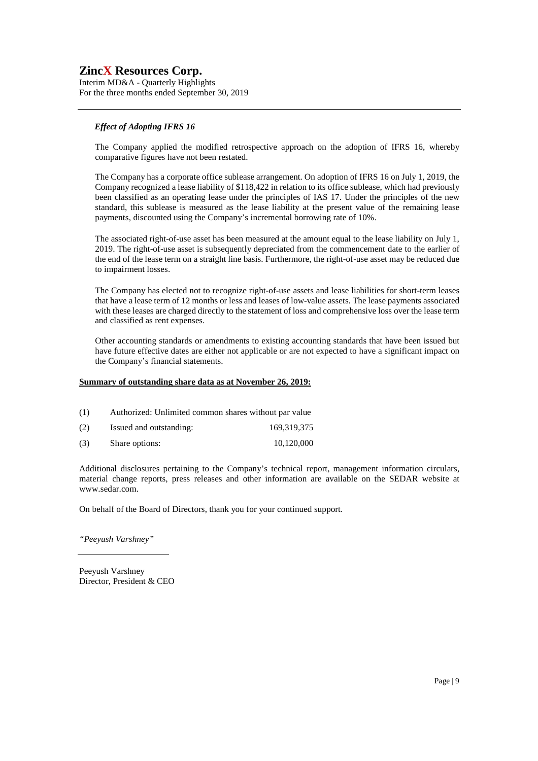### *Effect of Adopting IFRS 16*

The Company applied the modified retrospective approach on the adoption of IFRS 16, whereby comparative figures have not been restated.

The Company has a corporate office sublease arrangement. On adoption of IFRS 16 on July 1, 2019, the Company recognized a lease liability of $118,422 in relation to its office sublease, which had previously been classified as an operating lease under the principles of IAS 17. Under the principles of the new standard, this sublease is measured as the lease liability at the present value of the remaining lease payments, discounted using the Company's incremental borrowing rate of 10%.

The associated right-of-use asset has been measured at the amount equal to the lease liability on July 1, 2019. The right-of-use asset is subsequently depreciated from the commencement date to the earlier of the end of the lease term on a straight line basis. Furthermore, the right-of-use asset may be reduced due to impairment losses.

The Company has elected not to recognize right-of-use assets and lease liabilities for short-term leases that have a lease term of 12 months or less and leases of low-value assets. The lease payments associated with these leases are charged directly to the statement of loss and comprehensive loss over the lease term and classified as rent expenses.

Other accounting standards or amendments to existing accounting standards that have been issued but have future effective dates are either not applicable or are not expected to have a significant impact on the Company's financial statements.

**Summary of outstanding share data as at November 26, 2019:**

| | | |
|---|---|---|
| (1) | Authorized: Unlimited common shares without par value | |
| (2) | Issued and outstanding: | 169,319,375 |
| (3) | Share options: | 10,120,000 |

Additional disclosures pertaining to the Company's technical report, management information circulars, material change reports, press releases and other information are available on the SEDAR website at www.sedar.com.

On behalf of the Board of Directors, thank you for your continued support.

*"Peeyush Varshney"*

Peeyush Varshney
Director, President & CEO